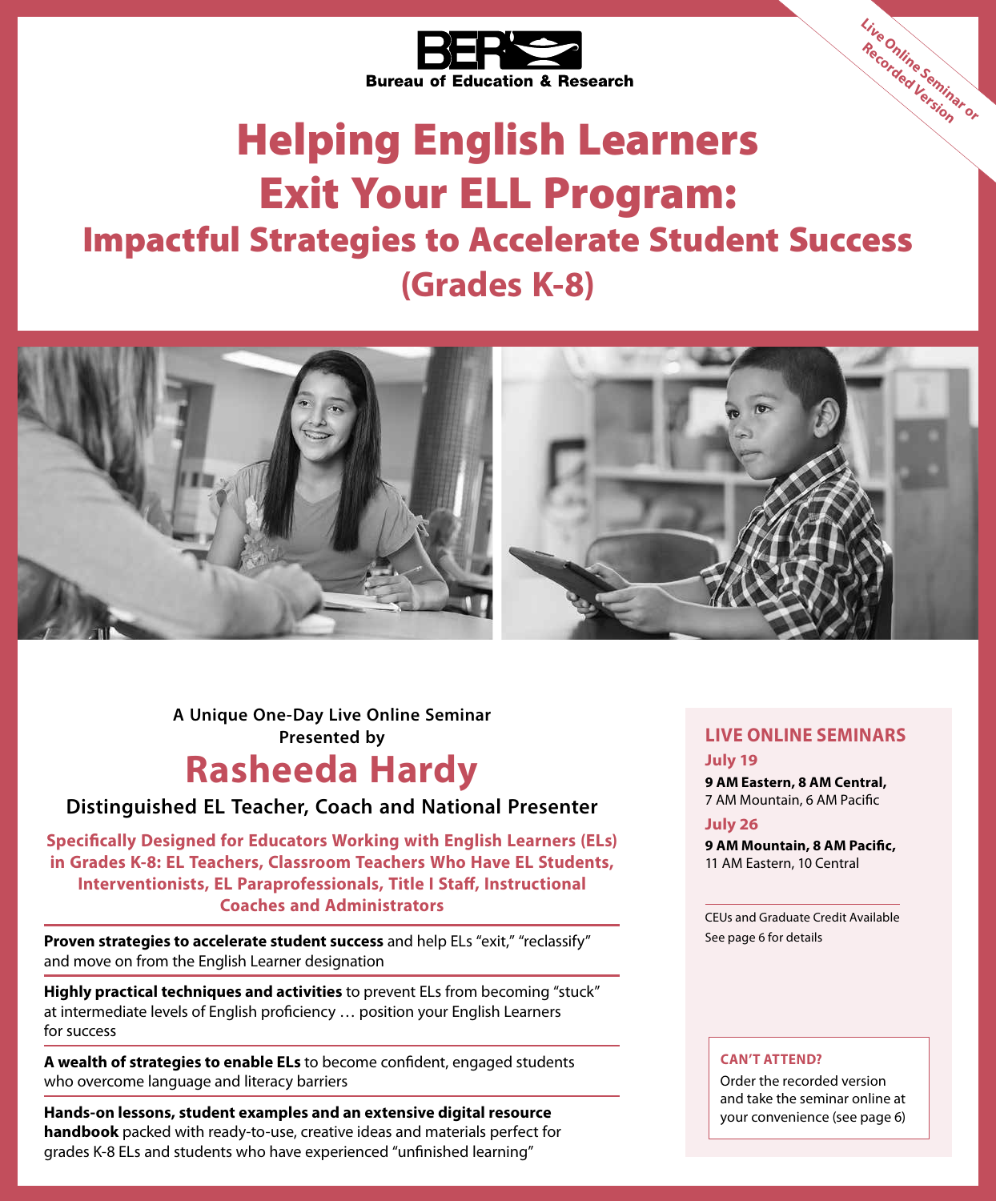BER Bureau of Education & Research

Live Online Seminar or Recorded Version

# Helping English Learners Exit Your ELL Program:

## Impactful Strategies to Accelerate Student Success (Grades K-8)

A Unique One-Day Live Online Seminar
Presented by

## Rasheeda Hardy

**Distinguished EL Teacher, Coach and National Presenter**

**Specifically Designed for Educators Working with English Learners (ELs) in Grades K-8: EL Teachers, Classroom Teachers Who Have EL Students, Interventionists, EL Paraprofessionals, Title I Staff, Instructional Coaches and Administrators**

**Proven strategies to accelerate student success** and help ELs "exit," "reclassify" and move on from the English Learner designation

**Highly practical techniques and activities** to prevent ELs from becoming "stuck" at intermediate levels of English proficiency … position your English Learners for success

**A wealth of strategies to enable ELs** to become confident, engaged students who overcome language and literacy barriers

**Hands-on lessons, student examples and an extensive digital resource handbook** packed with ready-to-use, creative ideas and materials perfect for grades K-8 ELs and students who have experienced "unfinished learning"

### LIVE ONLINE SEMINARS

**July 19**
**9 AM Eastern, 8 AM Central,**
7 AM Mountain, 6 AM Pacific

**July 26**
**9 AM Mountain, 8 AM Pacific,**
11 AM Eastern, 10 Central

CEUs and Graduate Credit Available
See page 6 for details

**CAN'T ATTEND?**
Order the recorded version and take the seminar online at your convenience (see page 6)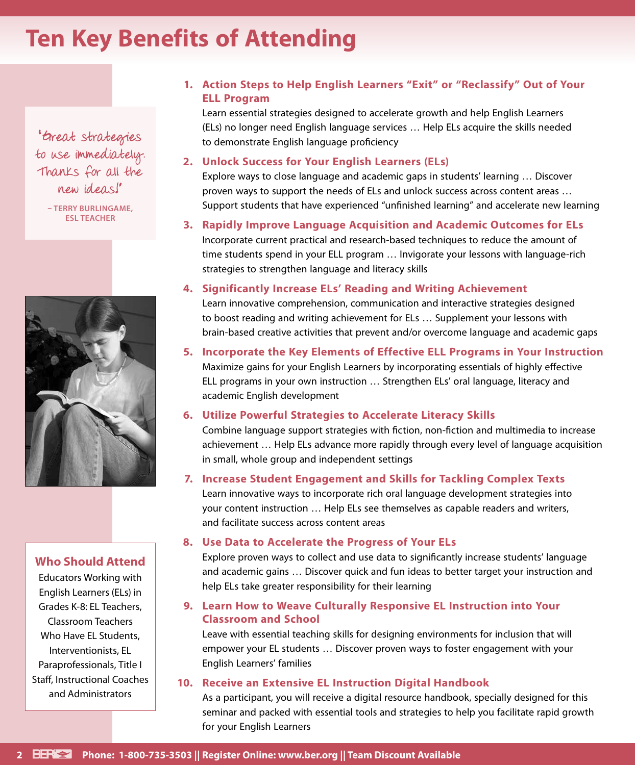# Ten Key Benefits of Attending

"Great strategies to use immediately. Thanks for all the new ideas!"

– TERRY BURLINGAME, ESL TEACHER

1. **Action Steps to Help English Learners "Exit" or "Reclassify" Out of Your ELL Program**
   Learn essential strategies designed to accelerate growth and help English Learners (ELs) no longer need English language services … Help ELs acquire the skills needed to demonstrate English language proficiency

2. **Unlock Success for Your English Learners (ELs)**
   Explore ways to close language and academic gaps in students' learning … Discover proven ways to support the needs of ELs and unlock success across content areas … Support students that have experienced "unfinished learning" and accelerate new learning

3. **Rapidly Improve Language Acquisition and Academic Outcomes for ELs**
   Incorporate current practical and research-based techniques to reduce the amount of time students spend in your ELL program … Invigorate your lessons with language-rich strategies to strengthen language and literacy skills

4. **Significantly Increase ELs' Reading and Writing Achievement**
   Learn innovative comprehension, communication and interactive strategies designed to boost reading and writing achievement for ELs … Supplement your lessons with brain-based creative activities that prevent and/or overcome language and academic gaps

5. **Incorporate the Key Elements of Effective ELL Programs in Your Instruction**
   Maximize gains for your English Learners by incorporating essentials of highly effective ELL programs in your own instruction … Strengthen ELs' oral language, literacy and academic English development

6. **Utilize Powerful Strategies to Accelerate Literacy Skills**
   Combine language support strategies with fiction, non-fiction and multimedia to increase achievement … Help ELs advance more rapidly through every level of language acquisition in small, whole group and independent settings

7. **Increase Student Engagement and Skills for Tackling Complex Texts**
   Learn innovative ways to incorporate rich oral language development strategies into your content instruction … Help ELs see themselves as capable readers and writers, and facilitate success across content areas

8. **Use Data to Accelerate the Progress of Your ELs**
   Explore proven ways to collect and use data to significantly increase students' language and academic gains … Discover quick and fun ideas to better target your instruction and help ELs take greater responsibility for their learning

9. **Learn How to Weave Culturally Responsive EL Instruction into Your Classroom and School**
   Leave with essential teaching skills for designing environments for inclusion that will empower your EL students … Discover proven ways to foster engagement with your English Learners' families

10. **Receive an Extensive EL Instruction Digital Handbook**
    As a participant, you will receive a digital resource handbook, specially designed for this seminar and packed with essential tools and strategies to help you facilitate rapid growth for your English Learners

## Who Should Attend

Educators Working with English Learners (ELs) in Grades K-8: EL Teachers, Classroom Teachers Who Have EL Students, Interventionists, EL Paraprofessionals, Title I Staff, Instructional Coaches and Administrators

**Phone: 1-800-735-3503 || Register Online: www.ber.org || Team Discount Available**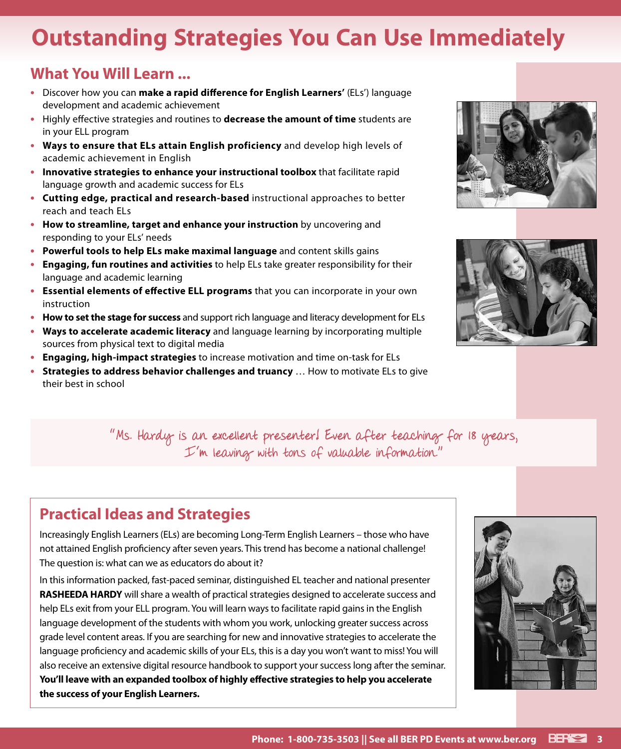# Outstanding Strategies You Can Use Immediately

## What You Will Learn ...

- Discover how you can **make a rapid difference for English Learners'** (ELs') language development and academic achievement
- Highly effective strategies and routines to **decrease the amount of time** students are in your ELL program
- **Ways to ensure that ELs attain English proficiency** and develop high levels of academic achievement in English
- **Innovative strategies to enhance your instructional toolbox** that facilitate rapid language growth and academic success for ELs
- **Cutting edge, practical and research-based** instructional approaches to better reach and teach ELs
- **How to streamline, target and enhance your instruction** by uncovering and responding to your ELs' needs
- **Powerful tools to help ELs make maximal language** and content skills gains
- **Engaging, fun routines and activities** to help ELs take greater responsibility for their language and academic learning
- **Essential elements of effective ELL programs** that you can incorporate in your own instruction
- **How to set the stage for success** and support rich language and literacy development for ELs
- **Ways to accelerate academic literacy** and language learning by incorporating multiple sources from physical text to digital media
- **Engaging, high-impact strategies** to increase motivation and time on-task for ELs
- **Strategies to address behavior challenges and truancy** … How to motivate ELs to give their best in school

"Ms. Hardy is an excellent presenter! Even after teaching for 18 years, I'm leaving with tons of valuable information."

## Practical Ideas and Strategies

Increasingly English Learners (ELs) are becoming Long-Term English Learners – those who have not attained English proficiency after seven years. This trend has become a national challenge! The question is: what can we as educators do about it?

In this information packed, fast-paced seminar, distinguished EL teacher and national presenter **RASHEEDA HARDY** will share a wealth of practical strategies designed to accelerate success and help ELs exit from your ELL program. You will learn ways to facilitate rapid gains in the English language development of the students with whom you work, unlocking greater success across grade level content areas. If you are searching for new and innovative strategies to accelerate the language proficiency and academic skills of your ELs, this is a day you won't want to miss! You will also receive an extensive digital resource handbook to support your success long after the seminar. **You'll leave with an expanded toolbox of highly effective strategies to help you accelerate the success of your English Learners.**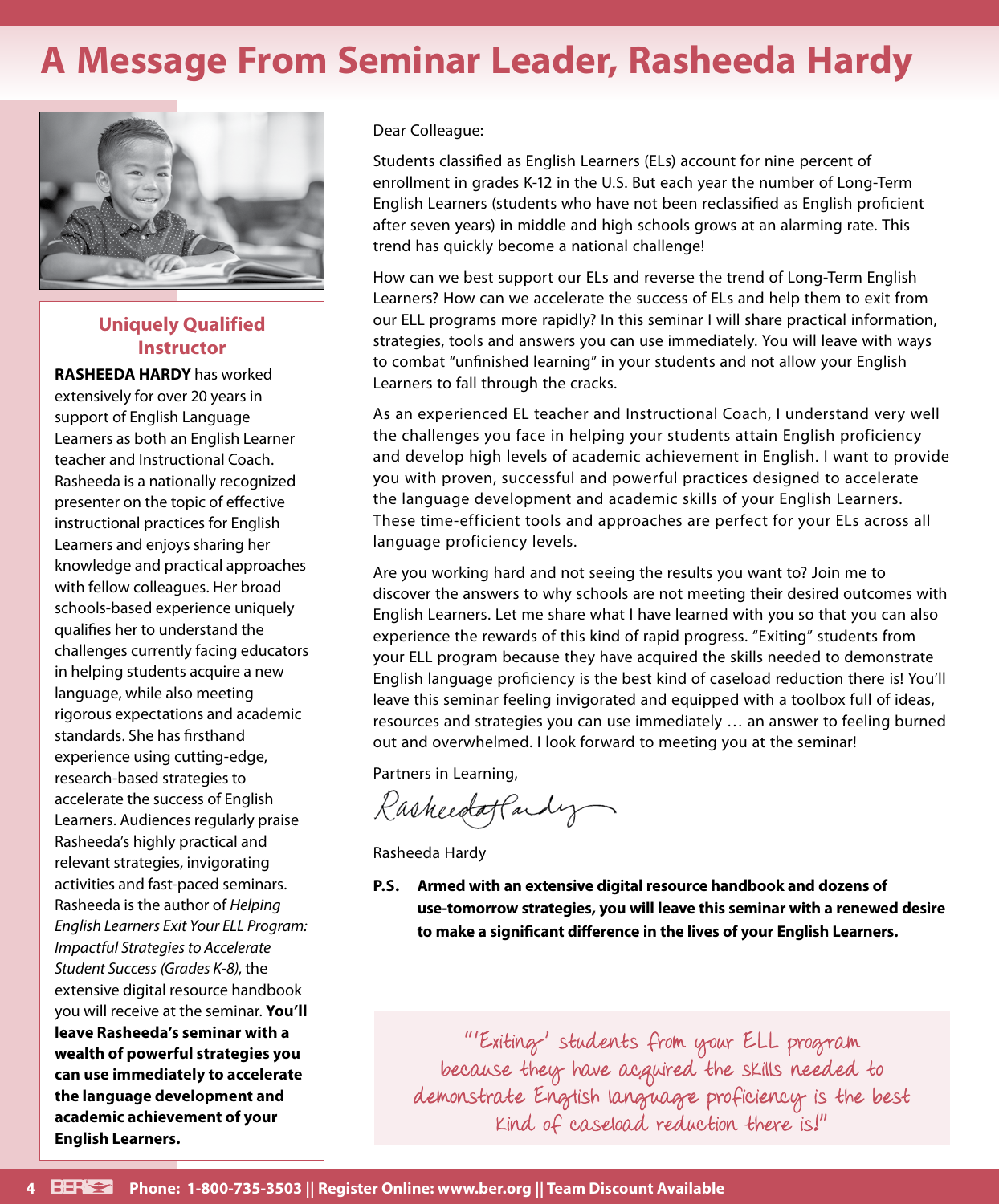# A Message From Seminar Leader, Rasheeda Hardy

### Uniquely Qualified Instructor

**RASHEEDA HARDY** has worked extensively for over 20 years in support of English Language Learners as both an English Learner teacher and Instructional Coach. Rasheeda is a nationally recognized presenter on the topic of effective instructional practices for English Learners and enjoys sharing her knowledge and practical approaches with fellow colleagues. Her broad schools-based experience uniquely qualifies her to understand the challenges currently facing educators in helping students acquire a new language, while also meeting rigorous expectations and academic standards. She has firsthand experience using cutting-edge, research-based strategies to accelerate the success of English Learners. Audiences regularly praise Rasheeda's highly practical and relevant strategies, invigorating activities and fast-paced seminars. Rasheeda is the author of *Helping English Learners Exit Your ELL Program: Impactful Strategies to Accelerate Student Success (Grades K-8)*, the extensive digital resource handbook you will receive at the seminar. **You'll leave Rasheeda's seminar with a wealth of powerful strategies you can use immediately to accelerate the language development and academic achievement of your English Learners.**

Dear Colleague:

Students classified as English Learners (ELs) account for nine percent of enrollment in grades K-12 in the U.S. But each year the number of Long-Term English Learners (students who have not been reclassified as English proficient after seven years) in middle and high schools grows at an alarming rate. This trend has quickly become a national challenge!

How can we best support our ELs and reverse the trend of Long-Term English Learners? How can we accelerate the success of ELs and help them to exit from our ELL programs more rapidly? In this seminar I will share practical information, strategies, tools and answers you can use immediately. You will leave with ways to combat "unfinished learning" in your students and not allow your English Learners to fall through the cracks.

As an experienced EL teacher and Instructional Coach, I understand very well the challenges you face in helping your students attain English proficiency and develop high levels of academic achievement in English. I want to provide you with proven, successful and powerful practices designed to accelerate the language development and academic skills of your English Learners. These time-efficient tools and approaches are perfect for your ELs across all language proficiency levels.

Are you working hard and not seeing the results you want to? Join me to discover the answers to why schools are not meeting their desired outcomes with English Learners. Let me share what I have learned with you so that you can also experience the rewards of this kind of rapid progress. "Exiting" students from your ELL program because they have acquired the skills needed to demonstrate English language proficiency is the best kind of caseload reduction there is! You'll leave this seminar feeling invigorated and equipped with a toolbox full of ideas, resources and strategies you can use immediately … an answer to feeling burned out and overwhelmed. I look forward to meeting you at the seminar!

Partners in Learning,

Rasheeda Hardy

Rasheeda Hardy

**P.S. Armed with an extensive digital resource handbook and dozens of use-tomorrow strategies, you will leave this seminar with a renewed desire to make a significant difference in the lives of your English Learners.**

> "'Exiting' students from your ELL program because they have acquired the skills needed to demonstrate English language proficiency is the best kind of caseload reduction there is!"

**Phone: 1-800-735-3503 || Register Online: www.ber.org || Team Discount Available**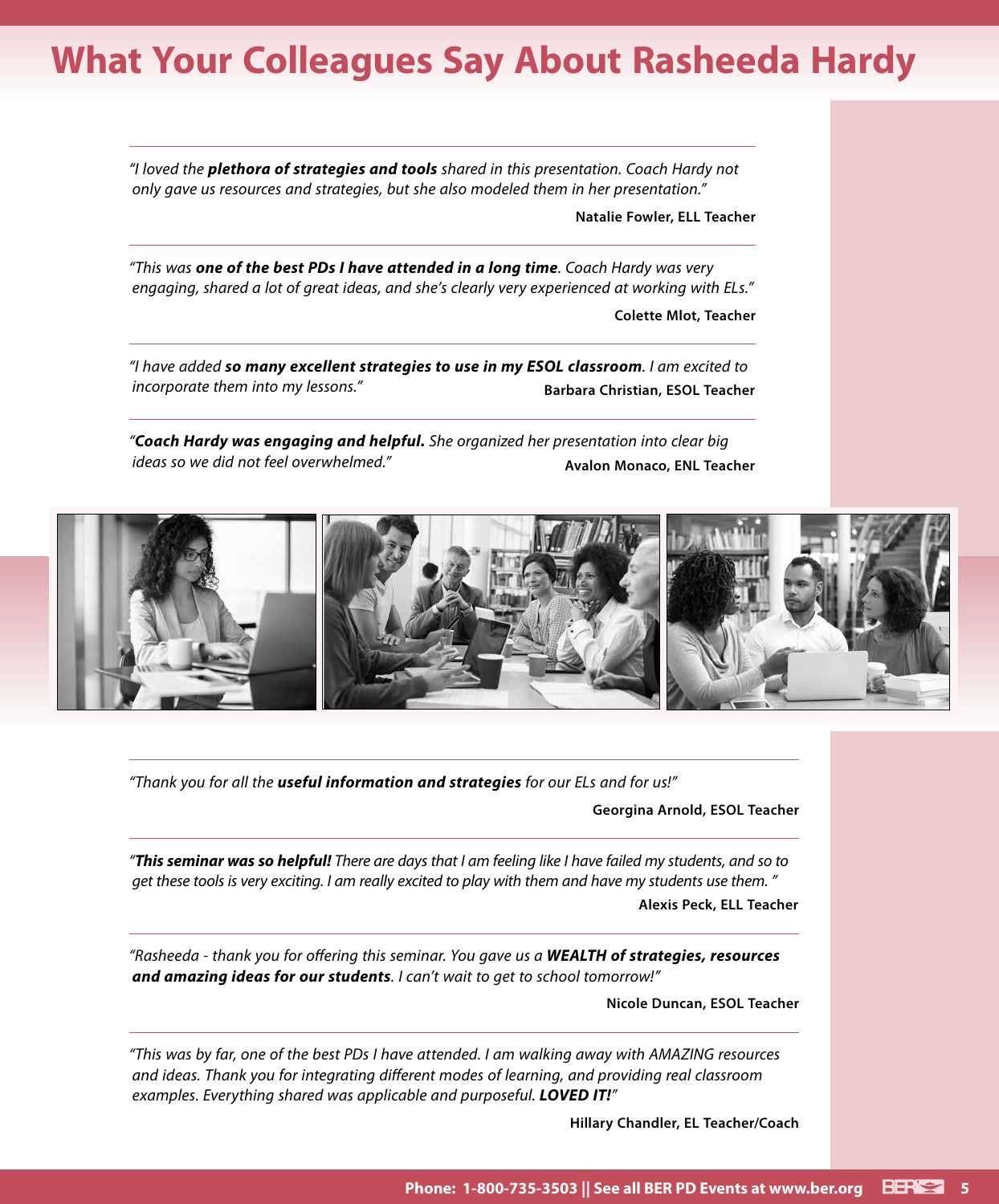# What Your Colleagues Say About Rasheeda Hardy

*"I loved the **plethora of strategies and tools** shared in this presentation. Coach Hardy not only gave us resources and strategies, but she also modeled them in her presentation."*

**Natalie Fowler, ELL Teacher**

---

*"This was **one of the best PDs I have attended in a long time**. Coach Hardy was very engaging, shared a lot of great ideas, and she's clearly very experienced at working with ELs."*

**Colette Mlot, Teacher**

---

*"I have added **so many excellent strategies to use in my ESOL classroom**. I am excited to incorporate them into my lessons."*

**Barbara Christian, ESOL Teacher**

---

*"**Coach Hardy was engaging and helpful.** She organized her presentation into clear big ideas so we did not feel overwhelmed."*

**Avalon Monaco, ENL Teacher**

---

*"Thank you for all the **useful information and strategies** for our ELs and for us!"*

**Georgina Arnold, ESOL Teacher**

---

*"**This seminar was so helpful!** There are days that I am feeling like I have failed my students, and so to get these tools is very exciting. I am really excited to play with them and have my students use them. "*

**Alexis Peck, ELL Teacher**

---

*"Rasheeda - thank you for offering this seminar. You gave us a **WEALTH of strategies, resources and amazing ideas for our students**. I can't wait to get to school tomorrow!"*

**Nicole Duncan, ESOL Teacher**

---

*"This was by far, one of the best PDs I have attended. I am walking away with AMAZING resources and ideas. Thank you for integrating different modes of learning, and providing real classroom examples. Everything shared was applicable and purposeful. **LOVED IT!**"*

**Hillary Chandler, EL Teacher/Coach**

**Phone: 1-800-735-3503 || See all BER PD Events at www.ber.org**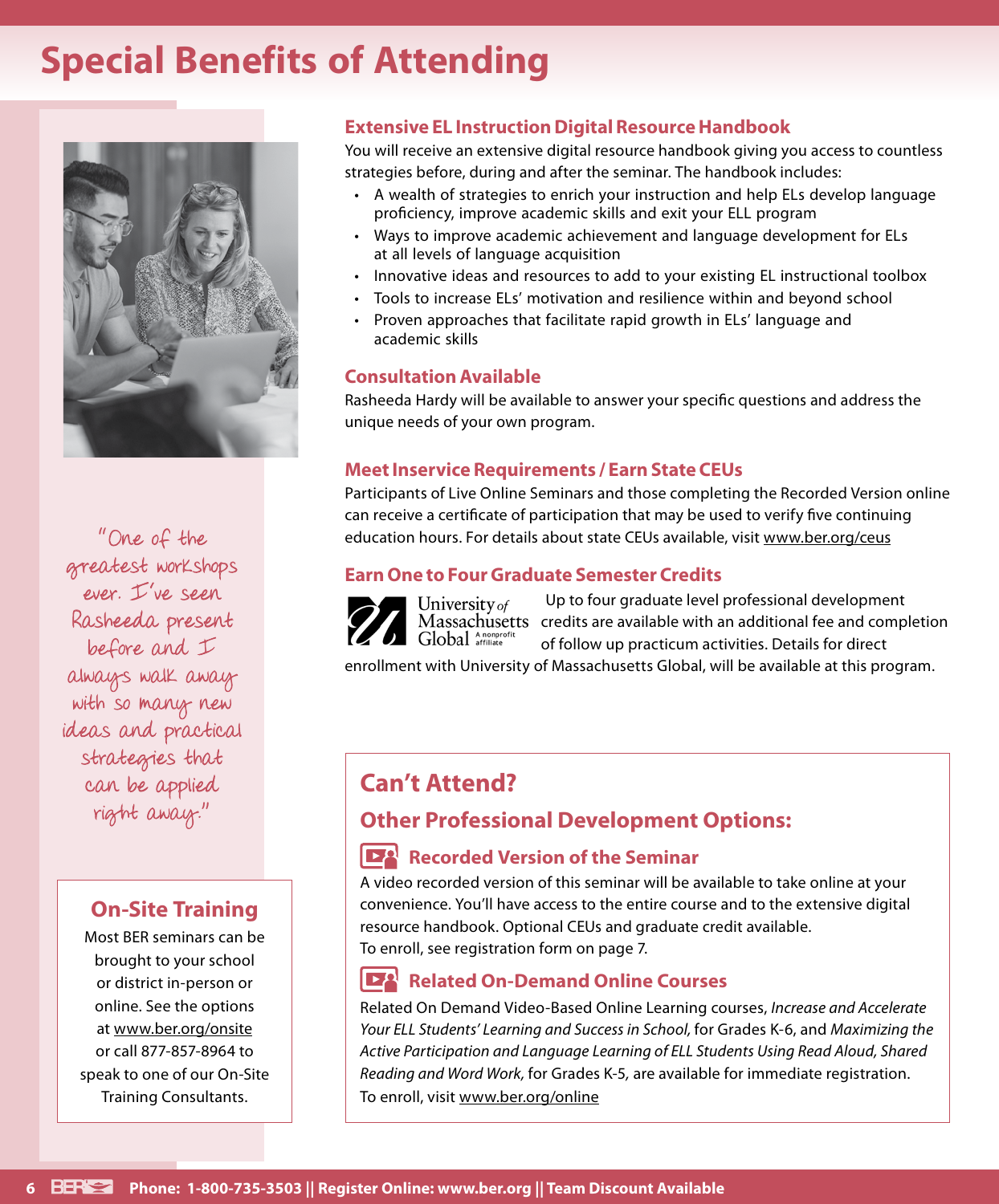# Special Benefits of Attending

## Extensive EL Instruction Digital Resource Handbook

You will receive an extensive digital resource handbook giving you access to countless strategies before, during and after the seminar. The handbook includes:

- A wealth of strategies to enrich your instruction and help ELs develop language proficiency, improve academic skills and exit your ELL program
- Ways to improve academic achievement and language development for ELs at all levels of language acquisition
- Innovative ideas and resources to add to your existing EL instructional toolbox
- Tools to increase ELs' motivation and resilience within and beyond school
- Proven approaches that facilitate rapid growth in ELs' language and academic skills

## Consultation Available

Rasheeda Hardy will be available to answer your specific questions and address the unique needs of your own program.

## Meet Inservice Requirements / Earn State CEUs

Participants of Live Online Seminars and those completing the Recorded Version online can receive a certificate of participation that may be used to verify five continuing education hours. For details about state CEUs available, visit www.ber.org/ceus

## Earn One to Four Graduate Semester Credits

University of Massachusetts Global A nonprofit affiliate

Up to four graduate level professional development credits are available with an additional fee and completion of follow up practicum activities. Details for direct enrollment with University of Massachusetts Global, will be available at this program.

"One of the greatest workshops ever. I've seen Rasheeda present before and I always walk away with so many new ideas and practical strategies that can be applied right away."

## On-Site Training

Most BER seminars can be brought to your school or district in-person or online. See the options at www.ber.org/onsite or call 877-857-8964 to speak to one of our On-Site Training Consultants.

## Can't Attend?

## Other Professional Development Options:

### Recorded Version of the Seminar

A video recorded version of this seminar will be available to take online at your convenience. You'll have access to the entire course and to the extensive digital resource handbook. Optional CEUs and graduate credit available.
To enroll, see registration form on page 7.

### Related On-Demand Online Courses

Related On Demand Video-Based Online Learning courses, *Increase and Accelerate Your ELL Students' Learning and Success in School,* for Grades K-6, and *Maximizing the Active Participation and Language Learning of ELL Students Using Read Aloud, Shared Reading and Word Work,* for Grades K-5, are available for immediate registration.
To enroll, visit www.ber.org/online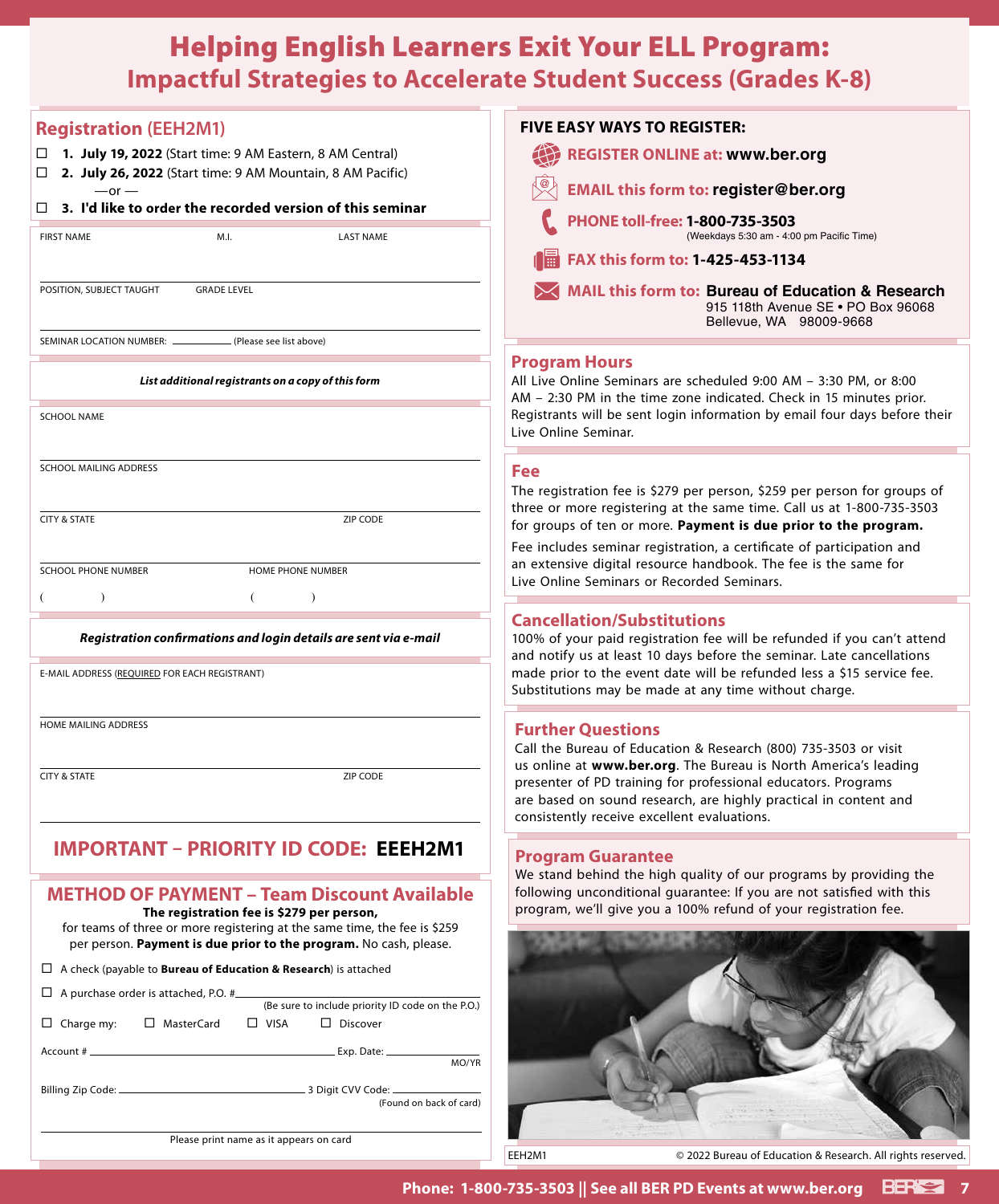# Helping English Learners Exit Your ELL Program:
## Impactful Strategies to Accelerate Student Success (Grades K-8)

## Registration (EEH2M1)

☐ **1. July 19, 2022** (Start time: 9 AM Eastern, 8 AM Central)

☐ **2. July 26, 2022** (Start time: 9 AM Mountain, 8 AM Pacific)

—or —

☐ **3. I'd like to order the recorded version of this seminar**

FIRST NAME | M.I. | LAST NAME

POSITION, SUBJECT TAUGHT | GRADE LEVEL

SEMINAR LOCATION NUMBER: ________ (Please see list above)

***List additional registrants on a copy of this form***

SCHOOL NAME

SCHOOL MAILING ADDRESS

CITY & STATE | ZIP CODE

SCHOOL PHONE NUMBER ( ) | HOME PHONE NUMBER ( )

***Registration confirmations and login details are sent via e-mail***

E-MAIL ADDRESS (REQUIRED FOR EACH REGISTRANT)

HOME MAILING ADDRESS

CITY & STATE | ZIP CODE

## IMPORTANT – PRIORITY ID CODE: EEH2M1

## METHOD OF PAYMENT – Team Discount Available

**The registration fee is $279 per person,** for teams of three or more registering at the same time, the fee is $259 per person. **Payment is due prior to the program.** No cash, please.

☐ A check (payable to **Bureau of Education & Research**) is attached

☐ A purchase order is attached, P.O. # ________ (Be sure to include priority ID code on the P.O.)

☐ Charge my: ☐ MasterCard ☐ VISA ☐ Discover

Account # ________ Exp. Date: ________ MO/YR

Billing Zip Code: ________ 3 Digit CVV Code: ________ (Found on back of card)

________
Please print name as it appears on card

## FIVE EASY WAYS TO REGISTER:

**REGISTER ONLINE at: www.ber.org**

**EMAIL this form to: register@ber.org**

**PHONE toll-free: 1-800-735-3503** (Weekdays 5:30 am - 4:00 pm Pacific Time)

**FAX this form to: 1-425-453-1134**

**MAIL this form to: Bureau of Education & Research**
915 118th Avenue SE • PO Box 96068
Bellevue, WA 98009-9668

## Program Hours

All Live Online Seminars are scheduled 9:00 AM – 3:30 PM, or 8:00 AM – 2:30 PM in the time zone indicated. Check in 15 minutes prior. Registrants will be sent login information by email four days before their Live Online Seminar.

## Fee

The registration fee is $279 per person, $259 per person for groups of three or more registering at the same time. Call us at 1-800-735-3503 for groups of ten or more. **Payment is due prior to the program.**

Fee includes seminar registration, a certificate of participation and an extensive digital resource handbook. The fee is the same for Live Online Seminars or Recorded Seminars.

## Cancellation/Substitutions

100% of your paid registration fee will be refunded if you can't attend and notify us at least 10 days before the seminar. Late cancellations made prior to the event date will be refunded less a $15 service fee. Substitutions may be made at any time without charge.

## Further Questions

Call the Bureau of Education & Research (800) 735-3503 or visit us online at **www.ber.org**. The Bureau is North America's leading presenter of PD training for professional educators. Programs are based on sound research, are highly practical in content and consistently receive excellent evaluations.

## Program Guarantee

We stand behind the high quality of our programs by providing the following unconditional guarantee: If you are not satisfied with this program, we'll give you a 100% refund of your registration fee.

EEH2M1 © 2022 Bureau of Education & Research. All rights reserved.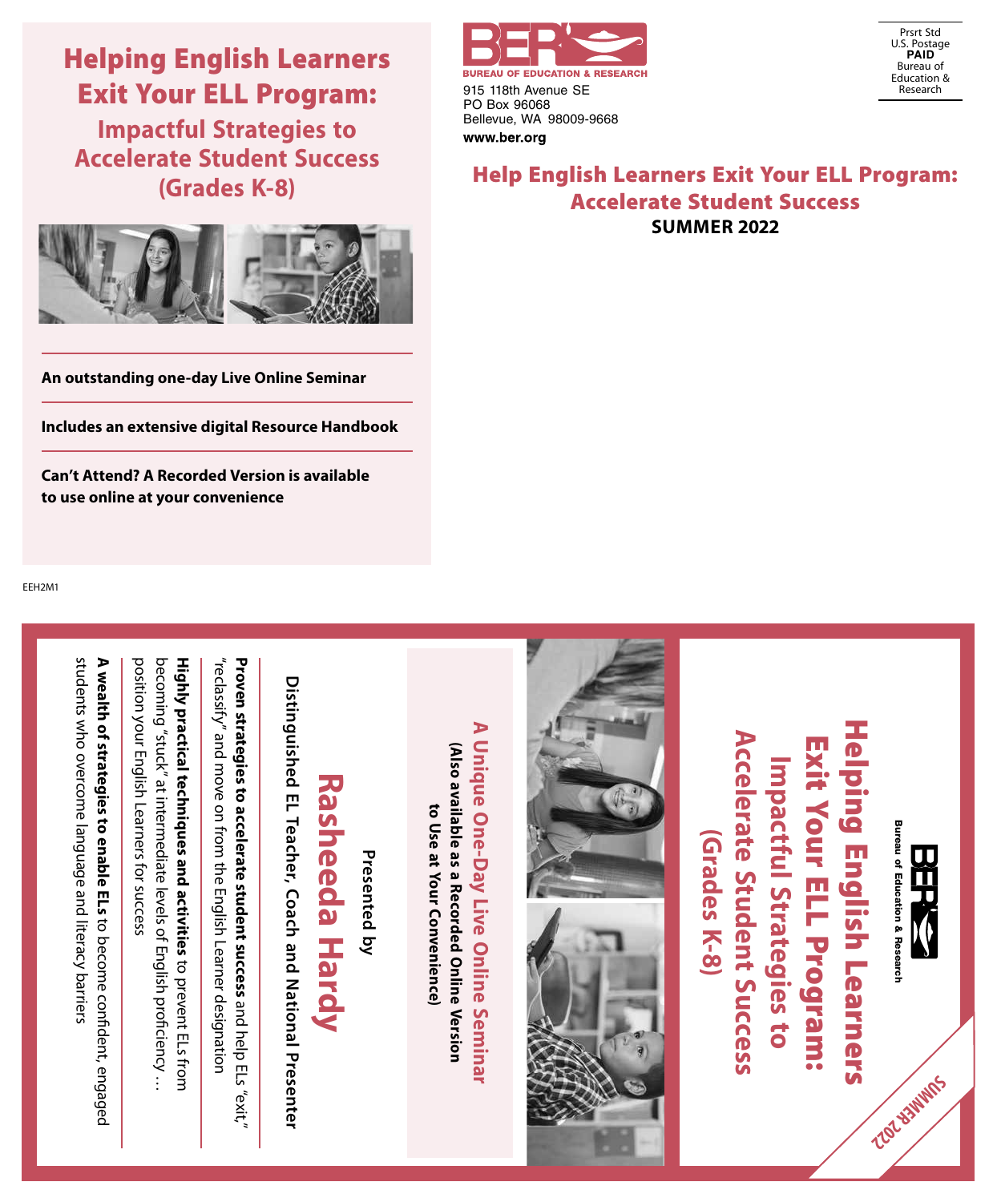# Helping English Learners Exit Your ELL Program:

## Impactful Strategies to Accelerate Student Success (Grades K-8)

**An outstanding one-day Live Online Seminar**

**Includes an extensive digital Resource Handbook**

**Can't Attend? A Recorded Version is available to use online at your convenience**

EEH2M1

BER BUREAU OF EDUCATION & RESEARCH

915 118th Avenue SE
PO Box 96068
Bellevue, WA 98009-9668
**www.ber.org**

Prsrt Std
U.S. Postage
**PAID**
Bureau of Education & Research

## Help English Learners Exit Your ELL Program: Accelerate Student Success

**SUMMER 2022**

BER Bureau of Education & Research

# Helping English Learners Exit Your ELL Program:

## Impactful Strategies to Accelerate Student Success (Grades K-8)

SUMMER 2022

**A Unique One-Day Live Online Seminar**

**(Also available as a Recorded Online Version to Use at Your Convenience)**

Presented by

## Rasheeda Hardy

**Distinguished EL Teacher, Coach and National Presenter**

**Proven strategies to accelerate student success** and help ELs "exit," "reclassify" and move on from the English Learner designation

**Highly practical techniques and activities** to prevent ELs from becoming "stuck" at intermediate levels of English proficiency … position your English Learners for success

**A wealth of strategies to enable ELs** to become confident, engaged students who overcome language and literacy barriers